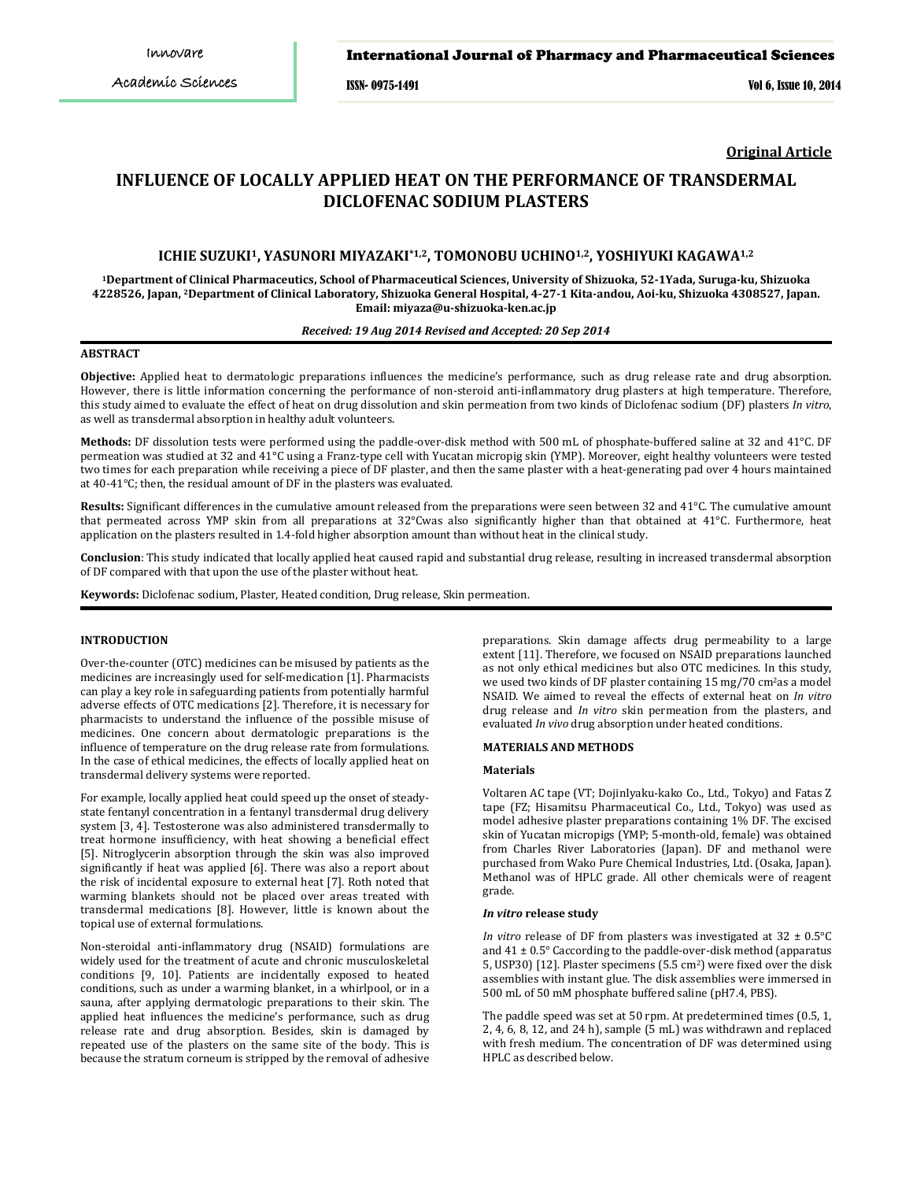**Original Article**

# INFLUENCE OF LOCALLY APPLIED HEAT ON THE PERFORMANCE OF TRANSDERMAL DICLOFENAC SODIUM PLASTERS

**ICHIE SUZUKI[1], YASUNORI MIYAZAKI[*1,2], TOMONOBU UCHINO[1,2], YOSHIYUKI KAGAWA[1,2]**

[1]Department of Clinical Pharmaceutics, School of Pharmaceutical Sciences, University of Shizuoka, 52-1Yada, Suruga-ku, Shizuoka 4228526, Japan, [2]Department of Clinical Laboratory, Shizuoka General Hospital, 4-27-1 Kita-andou, Aoi-ku, Shizuoka 4308527, Japan. Email: miyaza@u-shizuoka-ken.ac.jp

*Received: 19 Aug 2014 Revised and Accepted: 20 Sep 2014*

## ABSTRACT

**Objective:** Applied heat to dermatologic preparations influences the medicine's performance, such as drug release rate and drug absorption. However, there is little information concerning the performance of non-steroid anti-inflammatory drug plasters at high temperature. Therefore, this study aimed to evaluate the effect of heat on drug dissolution and skin permeation from two kinds of Diclofenac sodium (DF) plasters *In vitro*, as well as transdermal absorption in healthy adult volunteers.

**Methods:** DF dissolution tests were performed using the paddle-over-disk method with 500 mL of phosphate-buffered saline at 32 and 41°C. DF permeation was studied at 32 and 41°C using a Franz-type cell with Yucatan micropig skin (YMP). Moreover, eight healthy volunteers were tested two times for each preparation while receiving a piece of DF plaster, and then the same plaster with a heat-generating pad over 4 hours maintained at 40-41°C; then, the residual amount of DF in the plasters was evaluated.

**Results:** Significant differences in the cumulative amount released from the preparations were seen between 32 and 41°C. The cumulative amount that permeated across YMP skin from all preparations at 32°Cwas also significantly higher than that obtained at 41°C. Furthermore, heat application on the plasters resulted in 1.4-fold higher absorption amount than without heat in the clinical study.

**Conclusion**: This study indicated that locally applied heat caused rapid and substantial drug release, resulting in increased transdermal absorption of DF compared with that upon the use of the plaster without heat.

**Keywords:** Diclofenac sodium, Plaster, Heated condition, Drug release, Skin permeation.

## INTRODUCTION

Over-the-counter (OTC) medicines can be misused by patients as the medicines are increasingly used for self-medication [1]. Pharmacists can play a key role in safeguarding patients from potentially harmful adverse effects of OTC medications [2]. Therefore, it is necessary for pharmacists to understand the influence of the possible misuse of medicines. One concern about dermatologic preparations is the influence of temperature on the drug release rate from formulations. In the case of ethical medicines, the effects of locally applied heat on transdermal delivery systems were reported.

For example, locally applied heat could speed up the onset of steady-state fentanyl concentration in a fentanyl transdermal drug delivery system [3, 4]. Testosterone was also administered transdermally to treat hormone insufficiency, with heat showing a beneficial effect [5]. Nitroglycerin absorption through the skin was also improved significantly if heat was applied [6]. There was also a report about the risk of incidental exposure to external heat [7]. Roth noted that warming blankets should not be placed over areas treated with transdermal medications [8]. However, little is known about the topical use of external formulations.

Non-steroidal anti-inflammatory drug (NSAID) formulations are widely used for the treatment of acute and chronic musculoskeletal conditions [9, 10]. Patients are incidentally exposed to heated conditions, such as under a warming blanket, in a whirlpool, or in a sauna, after applying dermatologic preparations to their skin. The applied heat influences the medicine's performance, such as drug release rate and drug absorption. Besides, skin is damaged by repeated use of the plasters on the same site of the body. This is because the stratum corneum is stripped by the removal of adhesive preparations. Skin damage affects drug permeability to a large extent [11]. Therefore, we focused on NSAID preparations launched as not only ethical medicines but also OTC medicines. In this study, we used two kinds of DF plaster containing 15 mg/70 $cm^2$as a model NSAID. We aimed to reveal the effects of external heat on *In vitro* drug release and *In vitro* skin permeation from the plasters, and evaluated *In vivo* drug absorption under heated conditions.

## MATERIALS AND METHODS

### Materials

Voltaren AC tape (VT; DojinIyaku-kako Co., Ltd., Tokyo) and Fatas Z tape (FZ; Hisamitsu Pharmaceutical Co., Ltd., Tokyo) was used as model adhesive plaster preparations containing 1% DF. The excised skin of Yucatan micropigs (YMP; 5-month-old, female) was obtained from Charles River Laboratories (Japan). DF and methanol were purchased from Wako Pure Chemical Industries, Ltd. (Osaka, Japan). Methanol was of HPLC grade. All other chemicals were of reagent grade.

### *In vitro* release study

*In vitro* release of DF from plasters was investigated at 32 ± 0.5°C and 41 ± 0.5° Caccording to the paddle-over-disk method (apparatus 5, USP30) [12]. Plaster specimens (5.5 $cm^2$) were fixed over the disk assemblies with instant glue. The disk assemblies were immersed in 500 mL of 50 mM phosphate buffered saline (pH7.4, PBS).

The paddle speed was set at 50 rpm. At predetermined times (0.5, 1, 2, 4, 6, 8, 12, and 24 h), sample (5 mL) was withdrawn and replaced with fresh medium. The concentration of DF was determined using HPLC as described below.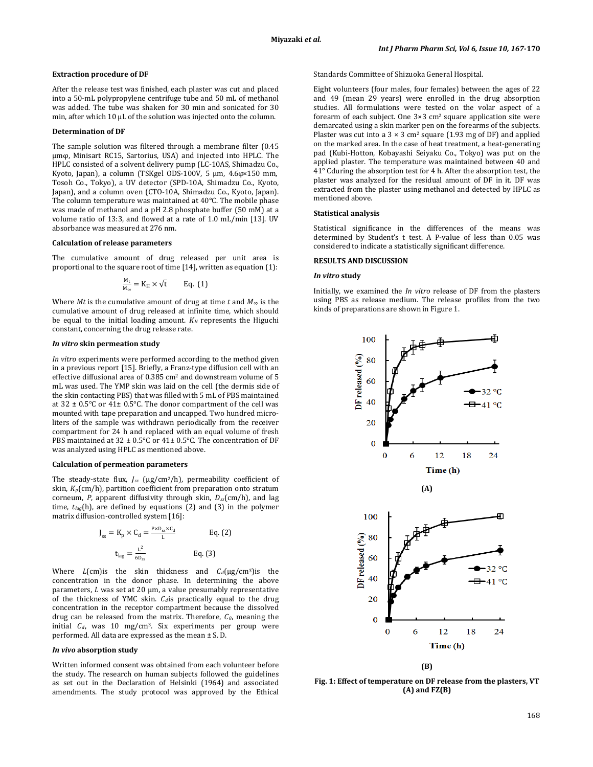### Extraction procedure of DF

After the release test was finished, each plaster was cut and placed into a 50-mL polypropylene centrifuge tube and 50 mL of methanol was added. The tube was shaken for 30 min and sonicated for 30 min, after which 10 µL of the solution was injected onto the column.

### Determination of DF

The sample solution was filtered through a membrane filter (0.45 µmφ, Minisart RC15, Sartorius, USA) and injected into HPLC. The HPLC consisted of a solvent delivery pump (LC-10AS, Shimadzu Co., Kyoto, Japan), a column (TSKgel ODS-100V, 5 µm, 4.6φ×150 mm, Tosoh Co., Tokyo), a UV detector (SPD-10A, Shimadzu Co., Kyoto, Japan), and a column oven (CTO-10A, Shimadzu Co., Kyoto, Japan). The column temperature was maintained at 40°C. The mobile phase was made of methanol and a pH 2.8 phosphate buffer (50 mM) at a volume ratio of 13:3, and flowed at a rate of 1.0 mL/min [13]. UV absorbance was measured at 276 nm.

### Calculation of release parameters

The cumulative amount of drug released per unit area is proportional to the square root of time [14], written as equation (1):

$$\frac{M_t}{M_\infty} = K_H \times \sqrt{t} \qquad \text{Eq. (1)}$$

Where $M_t$ is the cumulative amount of drug at time $t$ and $M_\infty$ is the cumulative amount of drug released at infinite time, which should be equal to the initial loading amount. $K_H$ represents the Higuchi constant, concerning the drug release rate.

### *In vitro* skin permeation study

*In vitro* experiments were performed according to the method given in a previous report [15]. Briefly, a Franz-type diffusion cell with an effective diffusional area of 0.385 cm² and downstream volume of 5 mL was used. The YMP skin was laid on the cell (the dermis side of the skin contacting PBS) that was filled with 5 mL of PBS maintained at 32 ± 0.5°C or 41± 0.5°C. The donor compartment of the cell was mounted with tape preparation and uncapped. Two hundred micro-liters of the sample was withdrawn periodically from the receiver compartment for 24 h and replaced with an equal volume of fresh PBS maintained at 32 ± 0.5°C or 41± 0.5°C. The concentration of DF was analyzed using HPLC as mentioned above.

### Calculation of permeation parameters

The steady-state flux, $J_{ss}$ (µg/cm²/h), permeability coefficient of skin, $K_p$(cm/h), partition coefficient from preparation onto stratum corneum, $P$, apparent diffusivity through skin, $D_{ss}$(cm/h), and lag time, $t_{lag}$(h), are defined by equations (2) and (3) in the polymer matrix diffusion-controlled system [16]:

$$J_{ss} = K_p \times C_d = \frac{P \times D_{ss} \times C_d}{L} \qquad \text{Eq. (2)}$$

$$t_{lag} = \frac{L^2}{6D_{ss}} \qquad \text{Eq. (3)}$$

Where $L$(cm)is the skin thickness and $C_d$(µg/cm³)is the concentration in the donor phase. In determining the above parameters, $L$ was set at 20 µm, a value presumably representative of the thickness of YMC skin. $C_d$is practically equal to the drug concentration in the receptor compartment because the dissolved drug can be released from the matrix. Therefore, $C_0$, meaning the initial $C_d$, was 10 mg/cm³. Six experiments per group were performed. All data are expressed as the mean ± S. D.

### *In vivo* absorption study

Written informed consent was obtained from each volunteer before the study. The research on human subjects followed the guidelines as set out in the Declaration of Helsinki (1964) and associated amendments. The study protocol was approved by the Ethical Standards Committee of Shizuoka General Hospital.

Eight volunteers (four males, four females) between the ages of 22 and 49 (mean 29 years) were enrolled in the drug absorption studies. All formulations were tested on the volar aspect of a forearm of each subject. One 3×3 cm² square application site were demarcated using a skin marker pen on the forearms of the subjects. Plaster was cut into a 3 × 3 cm² square (1.93 mg of DF) and applied on the marked area. In the case of heat treatment, a heat-generating pad (Kubi-Hotton, Kobayashi Seiyaku Co., Tokyo) was put on the applied plaster. The temperature was maintained between 40 and 41° Cduring the absorption test for 4 h. After the absorption test, the plaster was analyzed for the residual amount of DF in it. DF was extracted from the plaster using methanol and detected by HPLC as mentioned above.

### Statistical analysis

Statistical significance in the differences of the means was determined by Student's t test. A P-value of less than 0.05 was considered to indicate a statistically significant difference.

## RESULTS AND DISCUSSION

### *In vitro* study

Initially, we examined the *In vitro* release of DF from the plasters using PBS as release medium. The release profiles from the two kinds of preparations are shown in Figure 1.

**Fig. 1: Effect of temperature on DF release from the plasters, VT (A) and FZ(B)**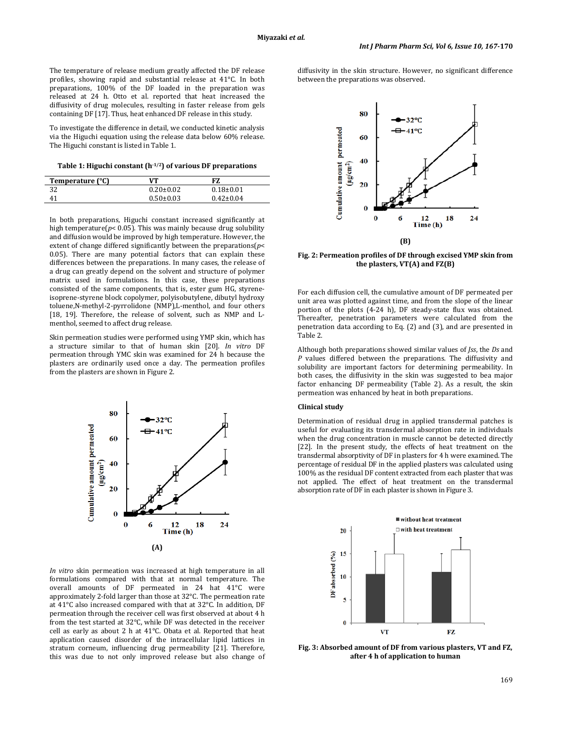The temperature of release medium greatly affected the DF release profiles, showing rapid and substantial release at 41°C. In both preparations, 100% of the DF loaded in the preparation was released at 24 h. Otto et al. reported that heat increased the diffusivity of drug molecules, resulting in faster release from gels containing DF [17]. Thus, heat enhanced DF release in this study.

To investigate the difference in detail, we conducted kinetic analysis via the Higuchi equation using the release data below 60% release. The Higuchi constant is listed in Table 1.

**Table 1: Higuchi constant ($h^{-1/2}$) of various DF preparations**

| Temperature (°C) | VT | FZ |
|---|---|---|
| 32 | 0.20±0.02 | 0.18±0.01 |
| 41 | 0.50±0.03 | 0.42±0.04 |

In both preparations, Higuchi constant increased significantly at high temperature($p < 0.05$). This was mainly because drug solubility and diffusion would be improved by high temperature. However, the extent of change differed significantly between the preparations($p < 0.05$). There are many potential factors that can explain these differences between the preparations. In many cases, the release of a drug can greatly depend on the solvent and structure of polymer matrix used in formulations. In this case, these preparations consisted of the same components, that is, ester gum HG, styrene-isoprene-styrene block copolymer, polyisobutylene, dibutyl hydroxy toluene,N-methyl-2-pyrrolidone (NMP),L-menthol, and four others [18, 19]. Therefore, the release of solvent, such as NMP and L-menthol, seemed to affect drug release.

Skin permeation studies were performed using YMP skin, which has a structure similar to that of human skin [20]. *In vitro* DF permeation through YMC skin was examined for 24 h because the plasters are ordinarily used once a day. The permeation profiles from the plasters are shown in Figure 2.

(A)

(B)

**Fig. 2: Permeation profiles of DF through excised YMP skin from the plasters, VT(A) and FZ(B)**

*In vitro* skin permeation was increased at high temperature in all formulations compared with that at normal temperature. The overall amounts of DF permeated in 24 hat 41°C were approximately 2-fold larger than those at 32°C. The permeation rate at 41°C also increased compared with that at 32°C. In addition, DF permeation through the receiver cell was first observed at about 4 h from the test started at 32°C, while DF was detected in the receiver cell as early as about 2 h at 41°C. Obata et al. Reported that heat application caused disorder of the intracellular lipid lattices in stratum corneum, influencing drug permeability [21]. Therefore, this was due to not only improved release but also change of diffusivity in the skin structure. However, no significant difference between the preparations was observed.

For each diffusion cell, the cumulative amount of DF permeated per unit area was plotted against time, and from the slope of the linear portion of the plots (4-24 h), DF steady-state flux was obtained. Thereafter, penetration parameters were calculated from the penetration data according to Eq. (2) and (3), and are presented in Table 2.

Although both preparations showed similar values of *Jss*, the *Ds* and *P* values differed between the preparations. The diffusivity and solubility are important factors for determining permeability. In both cases, the diffusivity in the skin was suggested to bea major factor enhancing DF permeability (Table 2). As a result, the skin permeation was enhanced by heat in both preparations.

### Clinical study

Determination of residual drug in applied transdermal patches is useful for evaluating its transdermal absorption rate in individuals when the drug concentration in muscle cannot be detected directly [22]. In the present study, the effects of heat treatment on the transdermal absorptivity of DF in plasters for 4 h were examined. The percentage of residual DF in the applied plasters was calculated using 100% as the residual DF content extracted from each plaster that was not applied. The effect of heat treatment on the transdermal absorption rate of DF in each plaster is shown in Figure 3.

**Fig. 3: Absorbed amount of DF from various plasters, VT and FZ, after 4 h of application to human**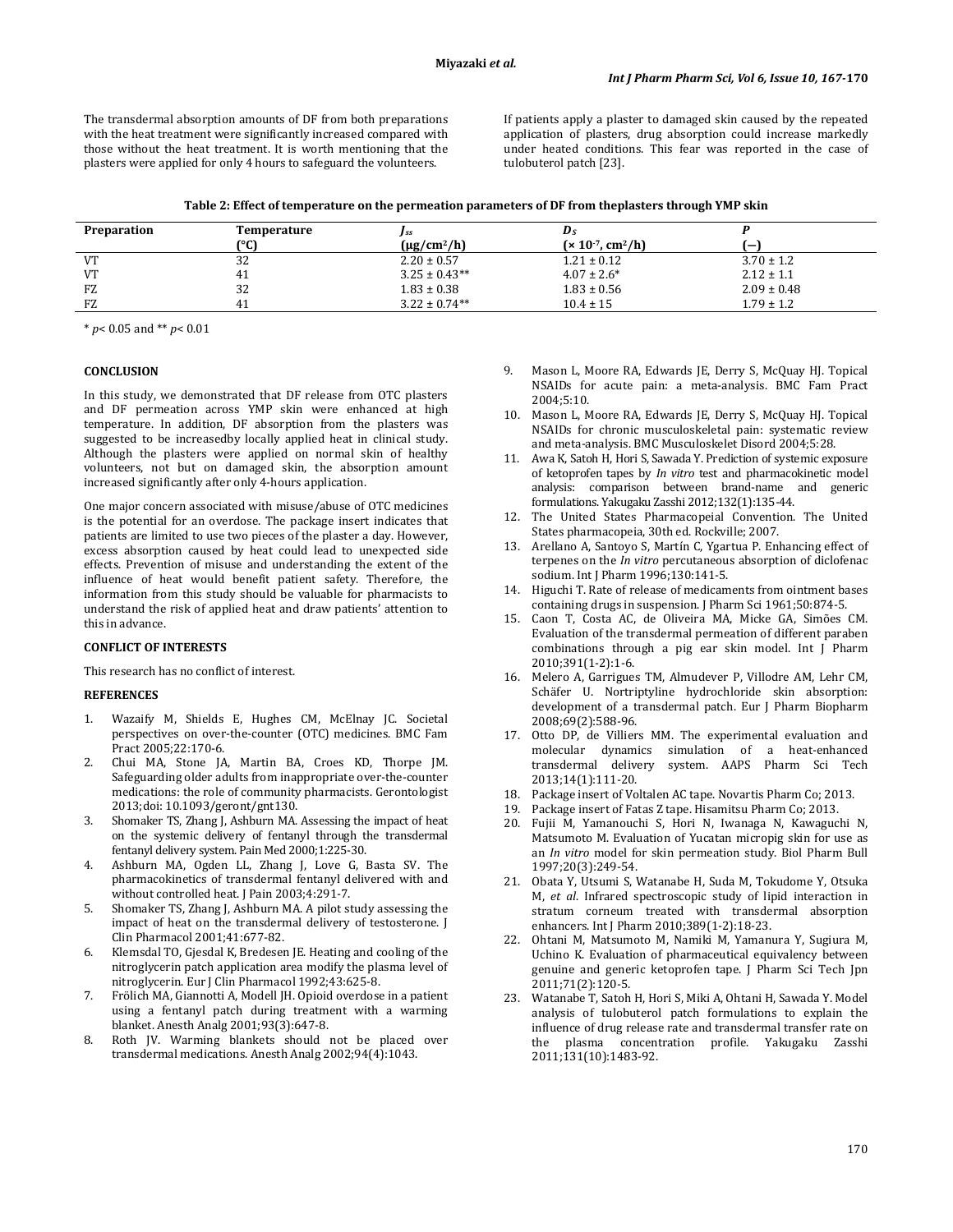The transdermal absorption amounts of DF from both preparations with the heat treatment were significantly increased compared with those without the heat treatment. It is worth mentioning that the plasters were applied for only 4 hours to safeguard the volunteers.

If patients apply a plaster to damaged skin caused by the repeated application of plasters, drug absorption could increase markedly under heated conditions. This fear was reported in the case of tulobuterol patch [23].

**Table 2: Effect of temperature on the permeation parameters of DF from theplasters through YMP skin**

| Preparation | Temperature (°C) | $J_{ss}$ (μg/cm²/h) | $D_S$ (× $10^{-7}$, cm²/h) | $P$ (—) |
|---|---|---|---|---|
| VT | 32 | 2.20 ± 0.57 | 1.21 ± 0.12 | 3.70 ± 1.2 |
| VT | 41 | 3.25 ± 0.43** | 4.07 ± 2.6* | 2.12 ± 1.1 |
| FZ | 32 | 1.83 ± 0.38 | 1.83 ± 0.56 | 2.09 ± 0.48 |
| FZ | 41 | 3.22 ± 0.74** | 10.4 ± 15 | 1.79 ± 1.2 |

* $p < 0.05$ and ** $p < 0.01$

## CONCLUSION

In this study, we demonstrated that DF release from OTC plasters and DF permeation across YMP skin were enhanced at high temperature. In addition, DF absorption from the plasters was suggested to be increasedby locally applied heat in clinical study. Although the plasters were applied on normal skin of healthy volunteers, not but on damaged skin, the absorption amount increased significantly after only 4-hours application.

One major concern associated with misuse/abuse of OTC medicines is the potential for an overdose. The package insert indicates that patients are limited to use two pieces of the plaster a day. However, excess absorption caused by heat could lead to unexpected side effects. Prevention of misuse and understanding the extent of the influence of heat would benefit patient safety. Therefore, the information from this study should be valuable for pharmacists to understand the risk of applied heat and draw patients' attention to this in advance.

## CONFLICT OF INTERESTS

This research has no conflict of interest.

## REFERENCES

1. Wazaify M, Shields E, Hughes CM, McElnay JC. Societal perspectives on over-the-counter (OTC) medicines. BMC Fam Pract 2005;22:170-6.
2. Chui MA, Stone JA, Martin BA, Croes KD, Thorpe JM. Safeguarding older adults from inappropriate over-the-counter medications: the role of community pharmacists. Gerontologist 2013;doi: 10.1093/geront/gnt130.
3. Shomaker TS, Zhang J, Ashburn MA. Assessing the impact of heat on the systemic delivery of fentanyl through the transdermal fentanyl delivery system. Pain Med 2000;1:225-30.
4. Ashburn MA, Ogden LL, Zhang J, Love G, Basta SV. The pharmacokinetics of transdermal fentanyl delivered with and without controlled heat. J Pain 2003;4:291-7.
5. Shomaker TS, Zhang J, Ashburn MA. A pilot study assessing the impact of heat on the transdermal delivery of testosterone. J Clin Pharmacol 2001;41:677-82.
6. Klemsdal TO, Gjesdal K, Bredesen JE. Heating and cooling of the nitroglycerin patch application area modify the plasma level of nitroglycerin. Eur J Clin Pharmacol 1992;43:625-8.
7. Frölich MA, Giannotti A, Modell JH. Opioid overdose in a patient using a fentanyl patch during treatment with a warming blanket. Anesth Analg 2001;93(3):647-8.
8. Roth JV. Warming blankets should not be placed over transdermal medications. Anesth Analg 2002;94(4):1043.
9. Mason L, Moore RA, Edwards JE, Derry S, McQuay HJ. Topical NSAIDs for acute pain: a meta-analysis. BMC Fam Pract 2004;5:10.
10. Mason L, Moore RA, Edwards JE, Derry S, McQuay HJ. Topical NSAIDs for chronic musculoskeletal pain: systematic review and meta-analysis. BMC Musculoskelet Disord 2004;5:28.
11. Awa K, Satoh H, Hori S, Sawada Y. Prediction of systemic exposure of ketoprofen tapes by *In vitro* test and pharmacokinetic model analysis: comparison between brand-name and generic formulations. Yakugaku Zasshi 2012;132(1):135-44.
12. The United States Pharmacopeial Convention. The United States pharmacopeia, 30th ed. Rockville; 2007.
13. Arellano A, Santoyo S, Martín C, Ygartua P. Enhancing effect of terpenes on the *In vitro* percutaneous absorption of diclofenac sodium. Int J Pharm 1996;130:141-5.
14. Higuchi T. Rate of release of medicaments from ointment bases containing drugs in suspension. J Pharm Sci 1961;50:874-5.
15. Caon T, Costa AC, de Oliveira MA, Micke GA, Simões CM. Evaluation of the transdermal permeation of different paraben combinations through a pig ear skin model. Int J Pharm 2010;391(1-2):1-6.
16. Melero A, Garrigues TM, Almudever P, Villodre AM, Lehr CM, Schäfer U. Nortriptyline hydrochloride skin absorption: development of a transdermal patch. Eur J Pharm Biopharm 2008;69(2):588-96.
17. Otto DP, de Villiers MM. The experimental evaluation and molecular dynamics simulation of a heat-enhanced transdermal delivery system. AAPS Pharm Sci Tech 2013;14(1):111-20.
18. Package insert of Voltalen AC tape. Novartis Pharm Co; 2013.
19. Package insert of Fatas Z tape. Hisamitsu Pharm Co; 2013.
20. Fujii M, Yamanouchi S, Hori N, Iwanaga N, Kawaguchi N, Matsumoto M. Evaluation of Yucatan micropig skin for use as an *In vitro* model for skin permeation study. Biol Pharm Bull 1997;20(3):249-54.
21. Obata Y, Utsumi S, Watanabe H, Suda M, Tokudome Y, Otsuka M, *et al*. Infrared spectroscopic study of lipid interaction in stratum corneum treated with transdermal absorption enhancers. Int J Pharm 2010;389(1-2):18-23.
22. Ohtani M, Matsumoto M, Namiki M, Yamanura Y, Sugiura M, Uchino K. Evaluation of pharmaceutical equivalency between genuine and generic ketoprofen tape. J Pharm Sci Tech Jpn 2011;71(2):120-5.
23. Watanabe T, Satoh H, Hori S, Miki A, Ohtani H, Sawada Y. Model analysis of tulobuterol patch formulations to explain the influence of drug release rate and transdermal transfer rate on the plasma concentration profile. Yakugaku Zasshi 2011;131(10):1483-92.